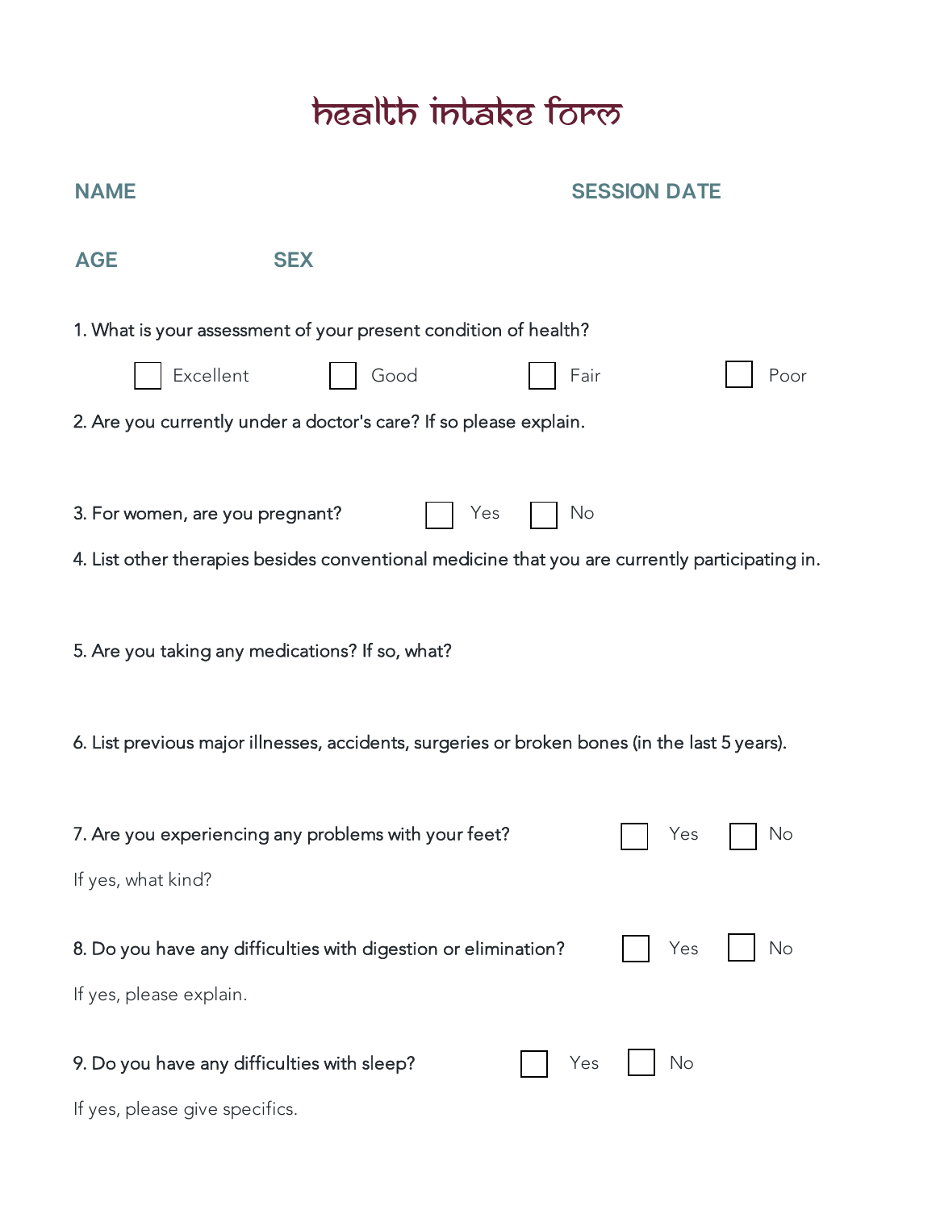# health intake form

**NAME** **SESSION DATE**

**AGE** **SEX**

1. What is your assessment of your present condition of health?

☐ Excellent ☐ Good ☐ Fair ☐ Poor

2. Are you currently under a doctor's care? If so please explain.

3. For women, are you pregnant? ☐ Yes ☐ No

4. List other therapies besides conventional medicine that you are currently participating in.

5. Are you taking any medications? If so, what?

6. List previous major illnesses, accidents, surgeries or broken bones (in the last 5 years).

7. Are you experiencing any problems with your feet? ☐ Yes ☐ No

If yes, what kind?

8. Do you have any difficulties with digestion or elimination? ☐ Yes ☐ No

If yes, please explain.

9. Do you have any difficulties with sleep? ☐ Yes ☐ No

If yes, please give specifics.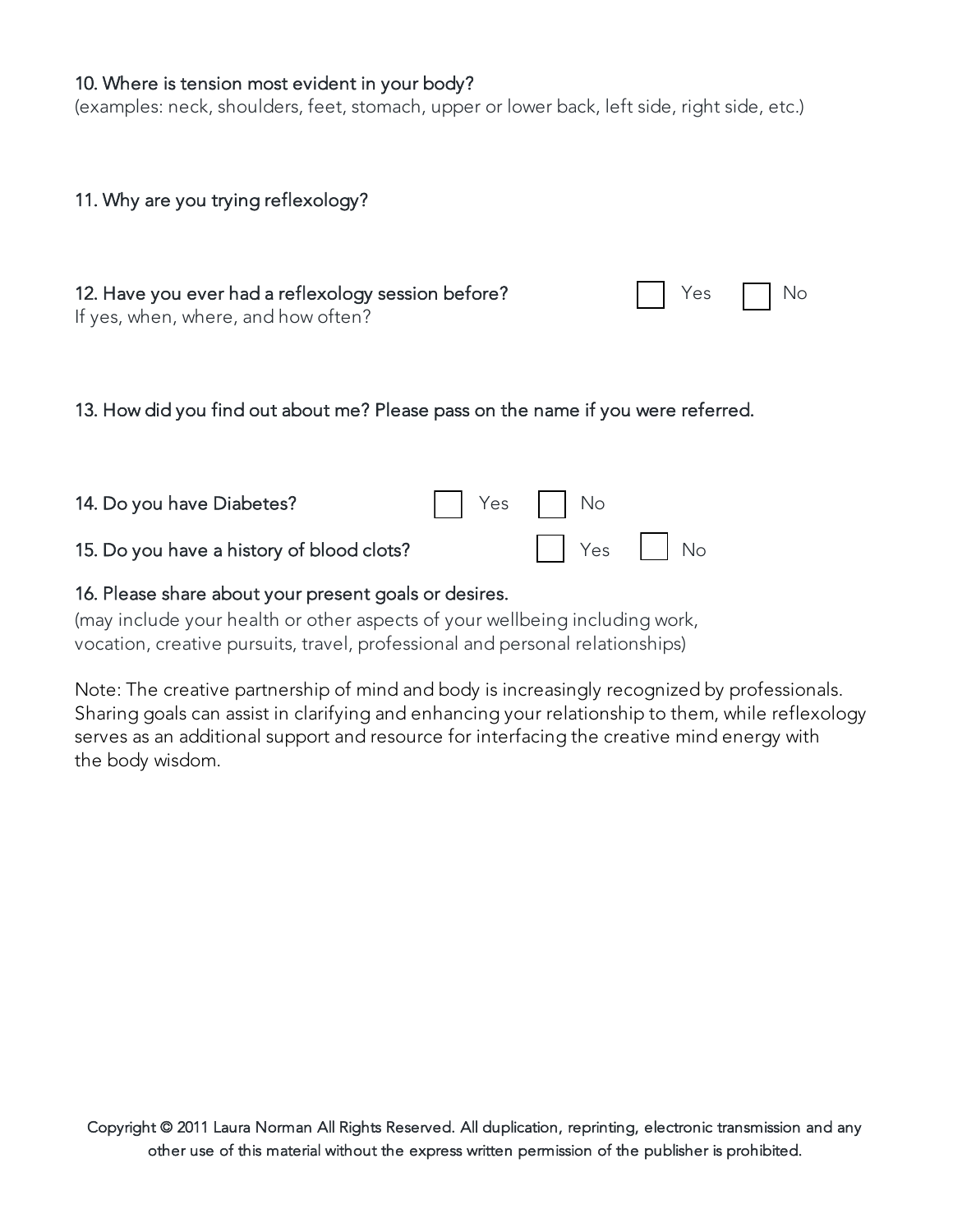10. Where is tension most evident in your body?
(examples: neck, shoulders, feet, stomach, upper or lower back, left side, right side, etc.)

11. Why are you trying reflexology?

12. Have you ever had a reflexology session before? ☐ Yes ☐ No
If yes, when, where, and how often?

13. How did you find out about me? Please pass on the name if you were referred.

14. Do you have Diabetes? ☐ Yes ☐ No

15. Do you have a history of blood clots? ☐ Yes ☐ No

16. Please share about your present goals or desires.
(may include your health or other aspects of your wellbeing including work, vocation, creative pursuits, travel, professional and personal relationships)

Note: The creative partnership of mind and body is increasingly recognized by professionals. Sharing goals can assist in clarifying and enhancing your relationship to them, while reflexology serves as an additional support and resource for interfacing the creative mind energy with the body wisdom.

Copyright © 2011 Laura Norman All Rights Reserved. All duplication, reprinting, electronic transmission and any other use of this material without the express written permission of the publisher is prohibited.